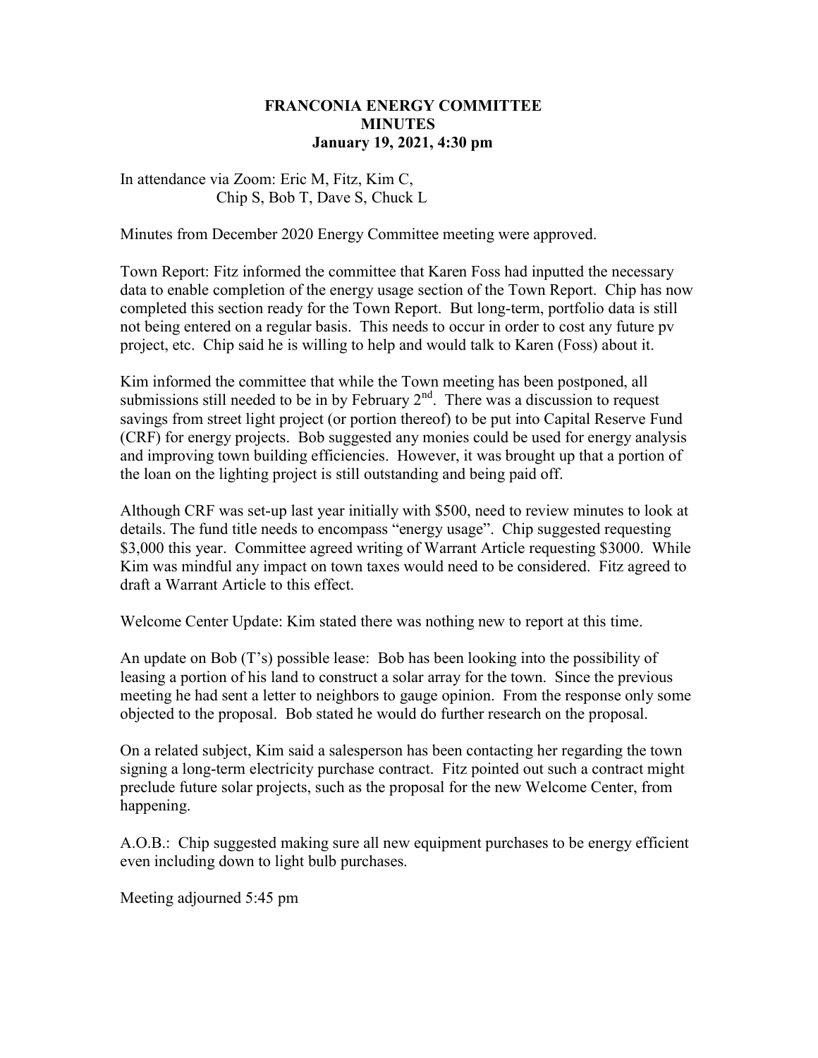# FRANCONIA ENERGY COMMITTEE
## MINUTES
### January 19, 2021, 4:30 pm

In attendance via Zoom: Eric M, Fitz, Kim C,
Chip S, Bob T, Dave S, Chuck L

Minutes from December 2020 Energy Committee meeting were approved.

Town Report: Fitz informed the committee that Karen Foss had inputted the necessary data to enable completion of the energy usage section of the Town Report. Chip has now completed this section ready for the Town Report. But long-term, portfolio data is still not being entered on a regular basis. This needs to occur in order to cost any future pv project, etc. Chip said he is willing to help and would talk to Karen (Foss) about it.

Kim informed the committee that while the Town meeting has been postponed, all submissions still needed to be in by February 2nd. There was a discussion to request savings from street light project (or portion thereof) to be put into Capital Reserve Fund (CRF) for energy projects. Bob suggested any monies could be used for energy analysis and improving town building efficiencies. However, it was brought up that a portion of the loan on the lighting project is still outstanding and being paid off.

Although CRF was set-up last year initially with $500, need to review minutes to look at details. The fund title needs to encompass "energy usage". Chip suggested requesting $3,000 this year. Committee agreed writing of Warrant Article requesting $3000. While Kim was mindful any impact on town taxes would need to be considered. Fitz agreed to draft a Warrant Article to this effect.

Welcome Center Update: Kim stated there was nothing new to report at this time.

An update on Bob (T's) possible lease: Bob has been looking into the possibility of leasing a portion of his land to construct a solar array for the town. Since the previous meeting he had sent a letter to neighbors to gauge opinion. From the response only some objected to the proposal. Bob stated he would do further research on the proposal.

On a related subject, Kim said a salesperson has been contacting her regarding the town signing a long-term electricity purchase contract. Fitz pointed out such a contract might preclude future solar projects, such as the proposal for the new Welcome Center, from happening.

A.O.B.: Chip suggested making sure all new equipment purchases to be energy efficient even including down to light bulb purchases.

Meeting adjourned 5:45 pm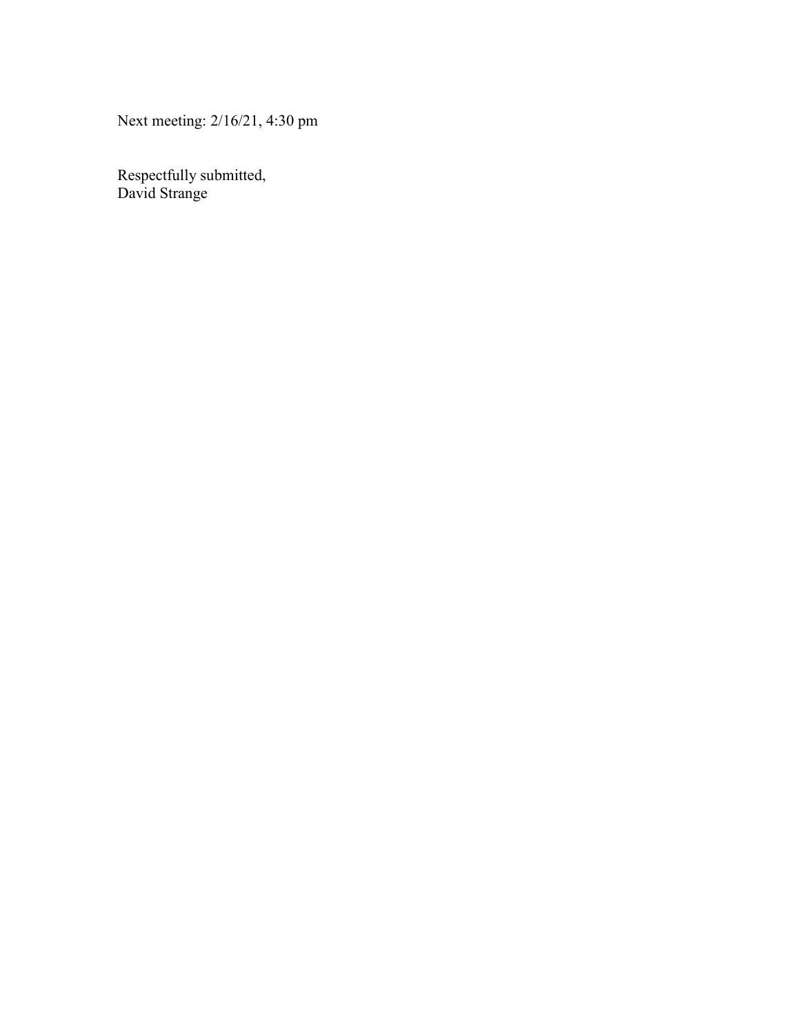Next meeting: 2/16/21, 4:30 pm

Respectfully submitted,
David Strange